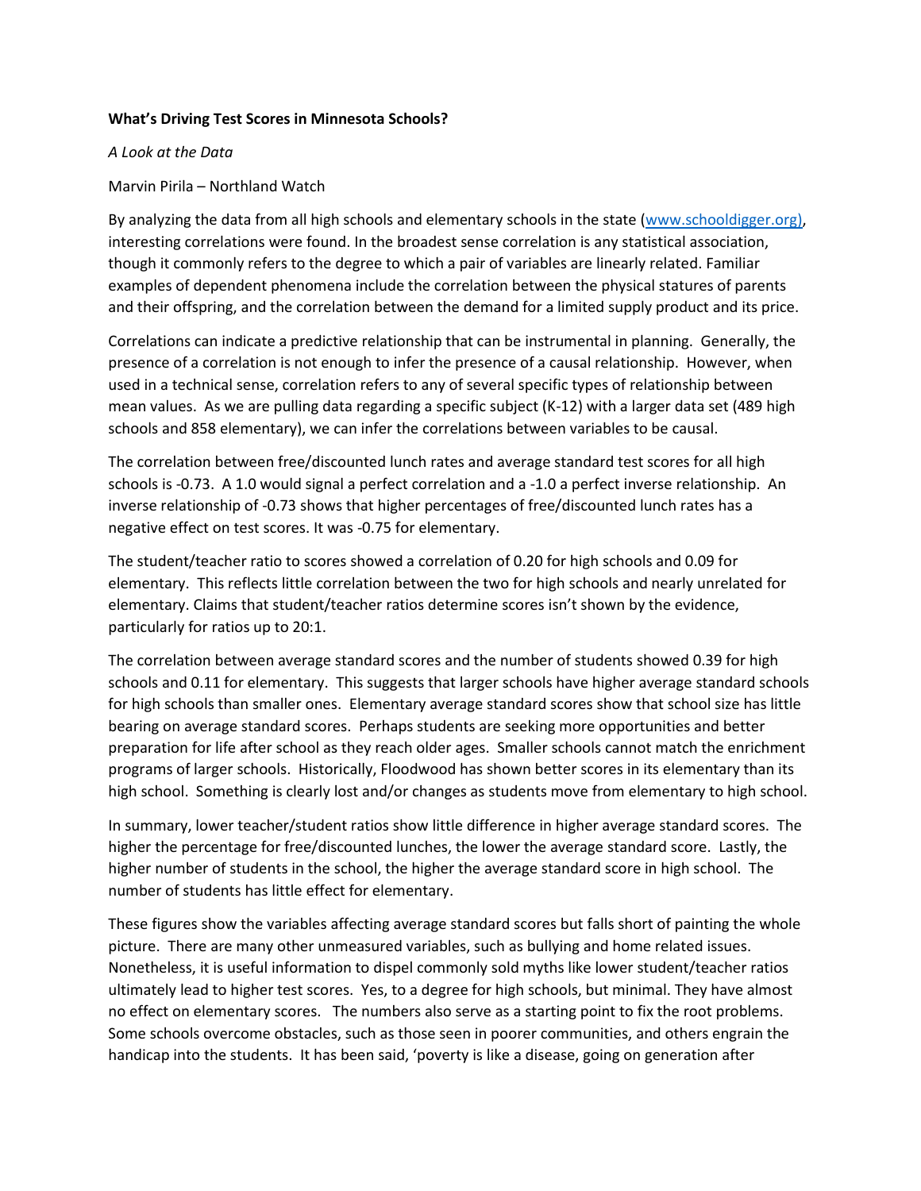**What's Driving Test Scores in Minnesota Schools?**

*A Look at the Data*

Marvin Pirila – Northland Watch

By analyzing the data from all high schools and elementary schools in the state ([www.schooldigger.org](www.schooldigger.org)), interesting correlations were found. In the broadest sense correlation is any statistical association, though it commonly refers to the degree to which a pair of variables are linearly related. Familiar examples of dependent phenomena include the correlation between the physical statures of parents and their offspring, and the correlation between the demand for a limited supply product and its price.

Correlations can indicate a predictive relationship that can be instrumental in planning. Generally, the presence of a correlation is not enough to infer the presence of a causal relationship. However, when used in a technical sense, correlation refers to any of several specific types of relationship between mean values. As we are pulling data regarding a specific subject (K-12) with a larger data set (489 high schools and 858 elementary), we can infer the correlations between variables to be causal.

The correlation between free/discounted lunch rates and average standard test scores for all high schools is -0.73. A 1.0 would signal a perfect correlation and a -1.0 a perfect inverse relationship. An inverse relationship of -0.73 shows that higher percentages of free/discounted lunch rates has a negative effect on test scores. It was -0.75 for elementary.

The student/teacher ratio to scores showed a correlation of 0.20 for high schools and 0.09 for elementary. This reflects little correlation between the two for high schools and nearly unrelated for elementary. Claims that student/teacher ratios determine scores isn't shown by the evidence, particularly for ratios up to 20:1.

The correlation between average standard scores and the number of students showed 0.39 for high schools and 0.11 for elementary. This suggests that larger schools have higher average standard schools for high schools than smaller ones. Elementary average standard scores show that school size has little bearing on average standard scores. Perhaps students are seeking more opportunities and better preparation for life after school as they reach older ages. Smaller schools cannot match the enrichment programs of larger schools. Historically, Floodwood has shown better scores in its elementary than its high school. Something is clearly lost and/or changes as students move from elementary to high school.

In summary, lower teacher/student ratios show little difference in higher average standard scores. The higher the percentage for free/discounted lunches, the lower the average standard score. Lastly, the higher number of students in the school, the higher the average standard score in high school. The number of students has little effect for elementary.

These figures show the variables affecting average standard scores but falls short of painting the whole picture. There are many other unmeasured variables, such as bullying and home related issues. Nonetheless, it is useful information to dispel commonly sold myths like lower student/teacher ratios ultimately lead to higher test scores. Yes, to a degree for high schools, but minimal. They have almost no effect on elementary scores. The numbers also serve as a starting point to fix the root problems. Some schools overcome obstacles, such as those seen in poorer communities, and others engrain the handicap into the students. It has been said, 'poverty is like a disease, going on generation after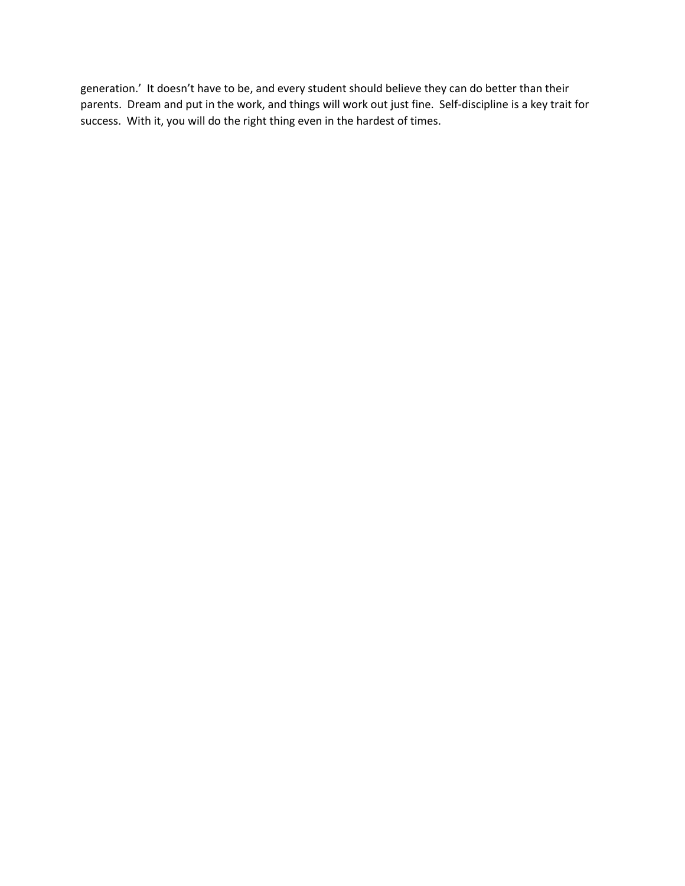generation.' It doesn't have to be, and every student should believe they can do better than their parents. Dream and put in the work, and things will work out just fine. Self-discipline is a key trait for success. With it, you will do the right thing even in the hardest of times.